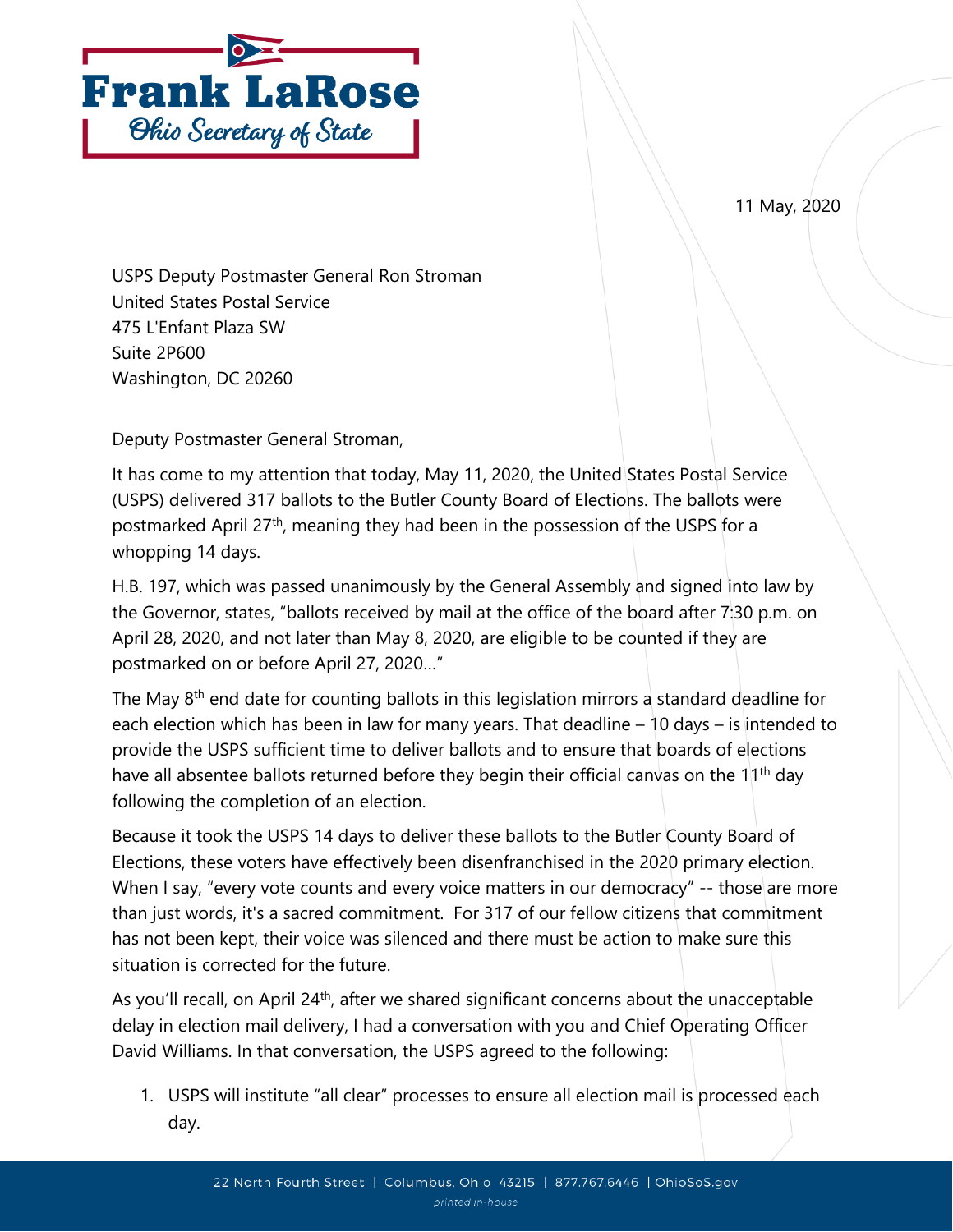**Frank LaRose**

*Ohio Secretary of State*

11 May, 2020

USPS Deputy Postmaster General Ron Stroman
United States Postal Service
475 L'Enfant Plaza SW
Suite 2P600
Washington, DC 20260

Deputy Postmaster General Stroman,

It has come to my attention that today, May 11, 2020, the United States Postal Service (USPS) delivered 317 ballots to the Butler County Board of Elections. The ballots were postmarked April 27th, meaning they had been in the possession of the USPS for a whopping 14 days.

H.B. 197, which was passed unanimously by the General Assembly and signed into law by the Governor, states, "ballots received by mail at the office of the board after 7:30 p.m. on April 28, 2020, and not later than May 8, 2020, are eligible to be counted if they are postmarked on or before April 27, 2020…"

The May 8th end date for counting ballots in this legislation mirrors a standard deadline for each election which has been in law for many years. That deadline – 10 days – is intended to provide the USPS sufficient time to deliver ballots and to ensure that boards of elections have all absentee ballots returned before they begin their official canvas on the 11th day following the completion of an election.

Because it took the USPS 14 days to deliver these ballots to the Butler County Board of Elections, these voters have effectively been disenfranchised in the 2020 primary election. When I say, "every vote counts and every voice matters in our democracy" -- those are more than just words, it's a sacred commitment. For 317 of our fellow citizens that commitment has not been kept, their voice was silenced and there must be action to make sure this situation is corrected for the future.

As you'll recall, on April 24th, after we shared significant concerns about the unacceptable delay in election mail delivery, I had a conversation with you and Chief Operating Officer David Williams. In that conversation, the USPS agreed to the following:

1. USPS will institute "all clear" processes to ensure all election mail is processed each day.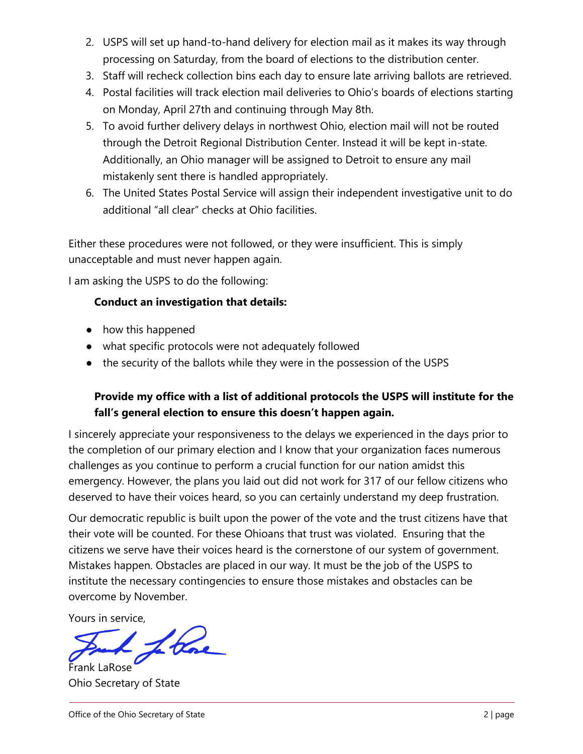2. USPS will set up hand-to-hand delivery for election mail as it makes its way through processing on Saturday, from the board of elections to the distribution center.
3. Staff will recheck collection bins each day to ensure late arriving ballots are retrieved.
4. Postal facilities will track election mail deliveries to Ohio's boards of elections starting on Monday, April 27th and continuing through May 8th.
5. To avoid further delivery delays in northwest Ohio, election mail will not be routed through the Detroit Regional Distribution Center. Instead it will be kept in-state. Additionally, an Ohio manager will be assigned to Detroit to ensure any mail mistakenly sent there is handled appropriately.
6. The United States Postal Service will assign their independent investigative unit to do additional "all clear" checks at Ohio facilities.

Either these procedures were not followed, or they were insufficient. This is simply unacceptable and must never happen again.

I am asking the USPS to do the following:

**Conduct an investigation that details:**

- how this happened
- what specific protocols were not adequately followed
- the security of the ballots while they were in the possession of the USPS

**Provide my office with a list of additional protocols the USPS will institute for the fall's general election to ensure this doesn't happen again.**

I sincerely appreciate your responsiveness to the delays we experienced in the days prior to the completion of our primary election and I know that your organization faces numerous challenges as you continue to perform a crucial function for our nation amidst this emergency. However, the plans you laid out did not work for 317 of our fellow citizens who deserved to have their voices heard, so you can certainly understand my deep frustration.

Our democratic republic is built upon the power of the vote and the trust citizens have that their vote will be counted. For these Ohioans that trust was violated. Ensuring that the citizens we serve have their voices heard is the cornerstone of our system of government. Mistakes happen. Obstacles are placed in our way. It must be the job of the USPS to institute the necessary contingencies to ensure those mistakes and obstacles can be overcome by November.

Yours in service,

Frank LaRose
Ohio Secretary of State

Office of the Ohio Secretary of State